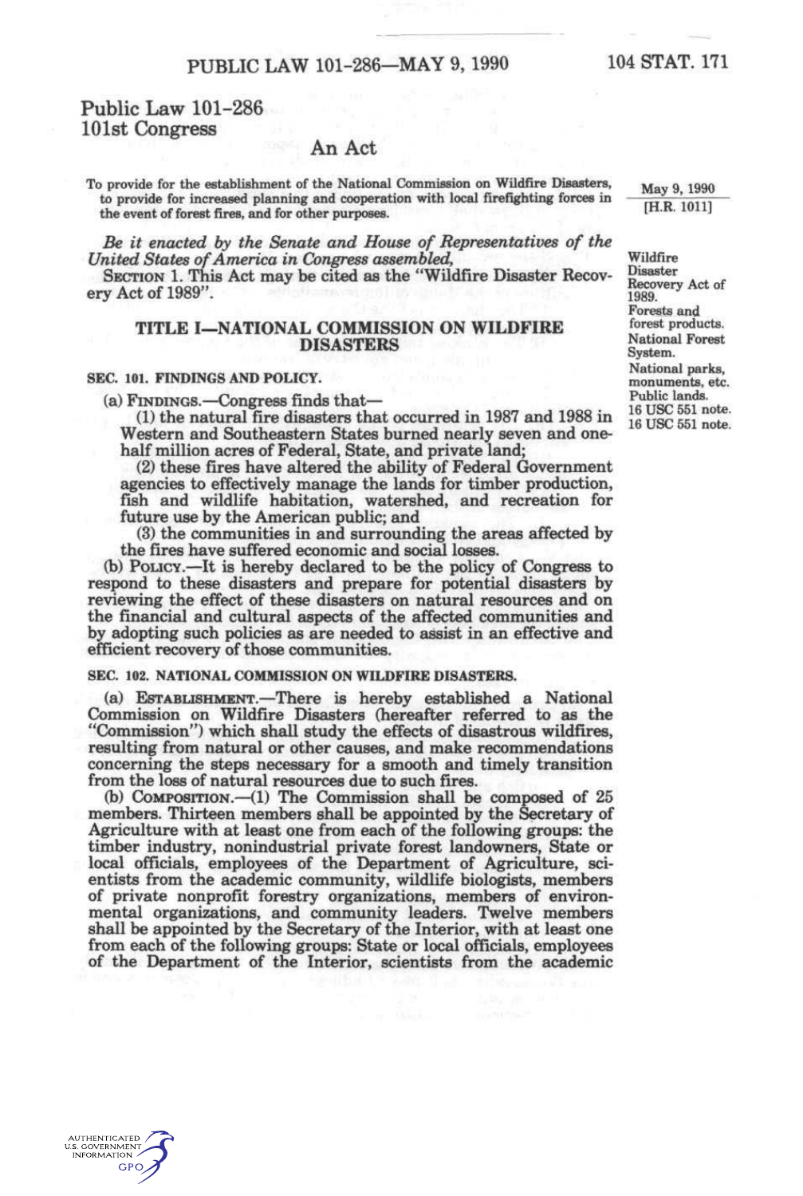# Public Law 101-286
# 101st Congress

## An Act

To provide for the establishment of the National Commission on Wildfire Disasters, to provide for increased planning and cooperation with local firefighting forces in the event of forest fires, and for other purposes.

May 9, 1990
[H.R. 1011]

*Be it enacted by the Senate and House of Representatives of the United States of America in Congress assembled,*

Wildfire Disaster Recovery Act of 1989.
Forests and forest products.
National Forest System.
National parks, monuments, etc.
Public lands.
16 USC 551 note.

SECTION 1. This Act may be cited as the "Wildfire Disaster Recovery Act of 1989".

## TITLE I—NATIONAL COMMISSION ON WILDFIRE DISASTERS

16 USC 551 note.

### SEC. 101. FINDINGS AND POLICY.

(a) FINDINGS.—Congress finds that—

(1) the natural fire disasters that occurred in 1987 and 1988 in Western and Southeastern States burned nearly seven and one-half million acres of Federal, State, and private land;

(2) these fires have altered the ability of Federal Government agencies to effectively manage the lands for timber production, fish and wildlife habitation, watershed, and recreation for future use by the American public; and

(3) the communities in and surrounding the areas affected by the fires have suffered economic and social losses.

(b) POLICY.—It is hereby declared to be the policy of Congress to respond to these disasters and prepare for potential disasters by reviewing the effect of these disasters on natural resources and on the financial and cultural aspects of the affected communities and by adopting such policies as are needed to assist in an effective and efficient recovery of those communities.

### SEC. 102. NATIONAL COMMISSION ON WILDFIRE DISASTERS.

(a) ESTABLISHMENT.—There is hereby established a National Commission on Wildfire Disasters (hereafter referred to as the "Commission") which shall study the effects of disastrous wildfires, resulting from natural or other causes, and make recommendations concerning the steps necessary for a smooth and timely transition from the loss of natural resources due to such fires.

(b) COMPOSITION.—(1) The Commission shall be composed of 25 members. Thirteen members shall be appointed by the Secretary of Agriculture with at least one from each of the following groups: the timber industry, nonindustrial private forest landowners, State or local officials, employees of the Department of Agriculture, scientists from the academic community, wildlife biologists, members of private nonprofit forestry organizations, members of environmental organizations, and community leaders. Twelve members shall be appointed by the Secretary of the Interior, with at least one from each of the following groups: State or local officials, employees of the Department of the Interior, scientists from the academic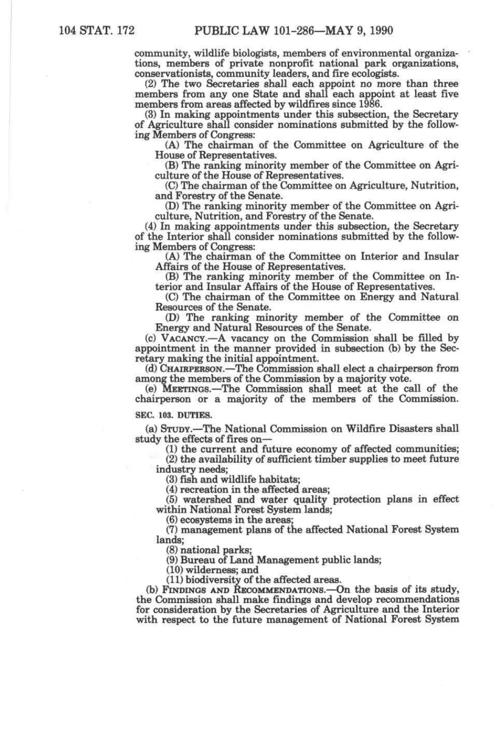community, wildlife biologists, members of environmental organizations, members of private nonprofit national park organizations, conservationists, community leaders, and fire ecologists.

(2) The two Secretaries shall each appoint no more than three members from any one State and shall each appoint at least five members from areas affected by wildfires since 1986.

(3) In making appointments under this subsection, the Secretary of Agriculture shall consider nominations submitted by the following Members of Congress:

(A) The chairman of the Committee on Agriculture of the House of Representatives.

(B) The ranking minority member of the Committee on Agriculture of the House of Representatives.

(C) The chairman of the Committee on Agriculture, Nutrition, and Forestry of the Senate.

(D) The ranking minority member of the Committee on Agriculture, Nutrition, and Forestry of the Senate.

(4) In making appointments under this subsection, the Secretary of the Interior shall consider nominations submitted by the following Members of Congress:

(A) The chairman of the Committee on Interior and Insular Affairs of the House of Representatives.

(B) The ranking minority member of the Committee on Interior and Insular Affairs of the House of Representatives.

(C) The chairman of the Committee on Energy and Natural Resources of the Senate.

(D) The ranking minority member of the Committee on Energy and Natural Resources of the Senate.

(c) VACANCY.—A vacancy on the Commission shall be filled by appointment in the manner provided in subsection (b) by the Secretary making the initial appointment.

(d) CHAIRPERSON.—The Commission shall elect a chairperson from among the members of the Commission by a majority vote.

(e) MEETINGS.—The Commission shall meet at the call of the chairperson or a majority of the members of the Commission.

**SEC. 103. DUTIES.**

(a) STUDY.—The National Commission on Wildfire Disasters shall study the effects of fires on—

(1) the current and future economy of affected communities;

(2) the availability of sufficient timber supplies to meet future industry needs;

(3) fish and wildlife habitats;

(4) recreation in the affected areas;

(5) watershed and water quality protection plans in effect within National Forest System lands;

(6) ecosystems in the areas;

(7) management plans of the affected National Forest System lands;

(8) national parks;

(9) Bureau of Land Management public lands;

(10) wilderness; and

(11) biodiversity of the affected areas.

(b) FINDINGS AND RECOMMENDATIONS.—On the basis of its study, the Commission shall make findings and develop recommendations for consideration by the Secretaries of Agriculture and the Interior with respect to the future management of National Forest System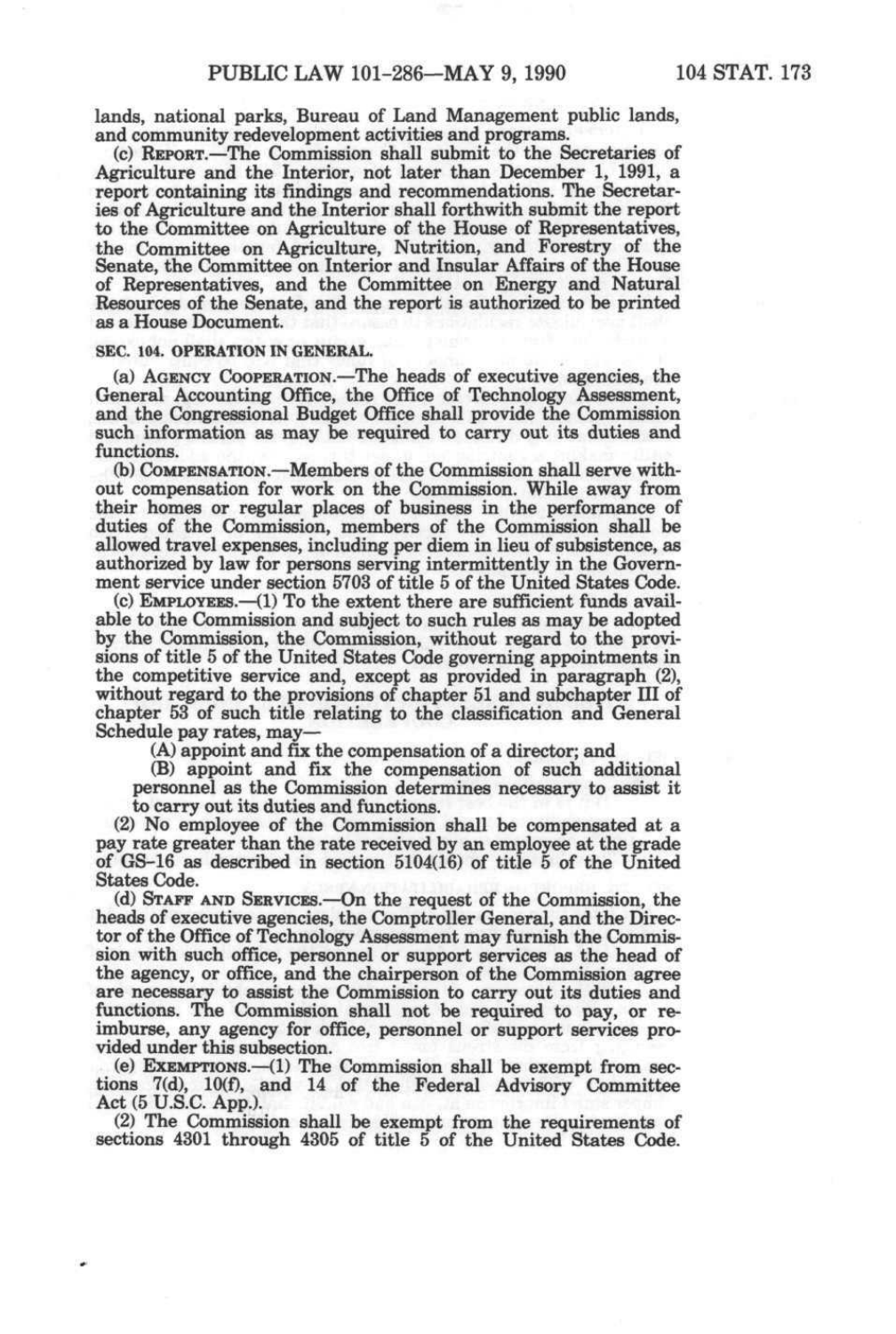lands, national parks, Bureau of Land Management public lands, and community redevelopment activities and programs.

(c) REPORT.—The Commission shall submit to the Secretaries of Agriculture and the Interior, not later than December 1, 1991, a report containing its findings and recommendations. The Secretaries of Agriculture and the Interior shall forthwith submit the report to the Committee on Agriculture of the House of Representatives, the Committee on Agriculture, Nutrition, and Forestry of the Senate, the Committee on Interior and Insular Affairs of the House of Representatives, and the Committee on Energy and Natural Resources of the Senate, and the report is authorized to be printed as a House Document.

**SEC. 104. OPERATION IN GENERAL.**

(a) AGENCY COOPERATION.—The heads of executive agencies, the General Accounting Office, the Office of Technology Assessment, and the Congressional Budget Office shall provide the Commission such information as may be required to carry out its duties and functions.

(b) COMPENSATION.—Members of the Commission shall serve without compensation for work on the Commission. While away from their homes or regular places of business in the performance of duties of the Commission, members of the Commission shall be allowed travel expenses, including per diem in lieu of subsistence, as authorized by law for persons serving intermittently in the Government service under section 5703 of title 5 of the United States Code.

(c) EMPLOYEES.—(1) To the extent there are sufficient funds available to the Commission and subject to such rules as may be adopted by the Commission, the Commission, without regard to the provisions of title 5 of the United States Code governing appointments in the competitive service and, except as provided in paragraph (2), without regard to the provisions of chapter 51 and subchapter III of chapter 53 of such title relating to the classification and General Schedule pay rates, may—

(A) appoint and fix the compensation of a director; and

(B) appoint and fix the compensation of such additional personnel as the Commission determines necessary to assist it to carry out its duties and functions.

(2) No employee of the Commission shall be compensated at a pay rate greater than the rate received by an employee at the grade of GS–16 as described in section 5104(16) of title 5 of the United States Code.

(d) STAFF AND SERVICES.—On the request of the Commission, the heads of executive agencies, the Comptroller General, and the Director of the Office of Technology Assessment may furnish the Commission with such office, personnel or support services as the head of the agency, or office, and the chairperson of the Commission agree are necessary to assist the Commission to carry out its duties and functions. The Commission shall not be required to pay, or reimburse, any agency for office, personnel or support services provided under this subsection.

(e) EXEMPTIONS.—(1) The Commission shall be exempt from sections 7(d), 10(f), and 14 of the Federal Advisory Committee Act (5 U.S.C. App.).

(2) The Commission shall be exempt from the requirements of sections 4301 through 4305 of title 5 of the United States Code.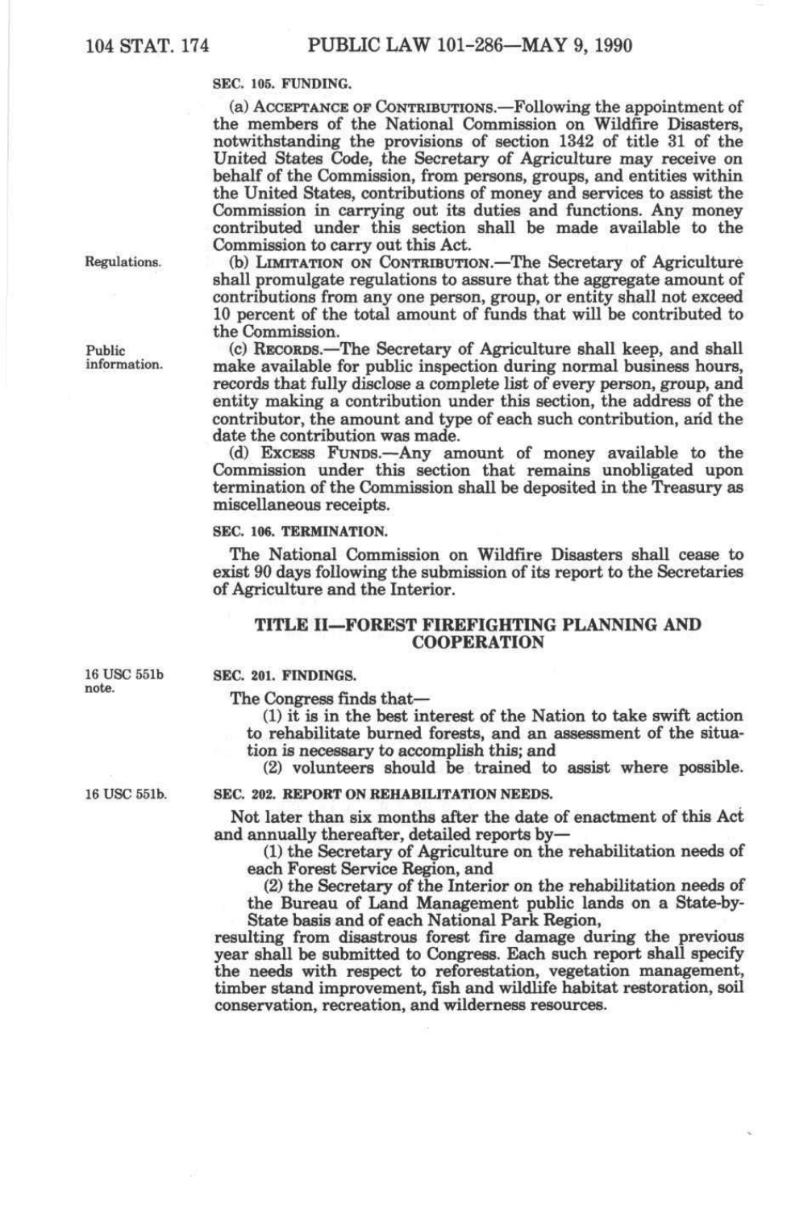**SEC. 105. FUNDING.**

(a) ACCEPTANCE OF CONTRIBUTIONS.—Following the appointment of the members of the National Commission on Wildfire Disasters, notwithstanding the provisions of section 1342 of title 31 of the United States Code, the Secretary of Agriculture may receive on behalf of the Commission, from persons, groups, and entities within the United States, contributions of money and services to assist the Commission in carrying out its duties and functions. Any money contributed under this section shall be made available to the Commission to carry out this Act.

Regulations.

(b) LIMITATION ON CONTRIBUTION.—The Secretary of Agriculture shall promulgate regulations to assure that the aggregate amount of contributions from any one person, group, or entity shall not exceed 10 percent of the total amount of funds that will be contributed to the Commission.

Public information.

(c) RECORDS.—The Secretary of Agriculture shall keep, and shall make available for public inspection during normal business hours, records that fully disclose a complete list of every person, group, and entity making a contribution under this section, the address of the contributor, the amount and type of each such contribution, and the date the contribution was made.

(d) EXCESS FUNDS.—Any amount of money available to the Commission under this section that remains unobligated upon termination of the Commission shall be deposited in the Treasury as miscellaneous receipts.

**SEC. 106. TERMINATION.**

The National Commission on Wildfire Disasters shall cease to exist 90 days following the submission of its report to the Secretaries of Agriculture and the Interior.

## TITLE II—FOREST FIREFIGHTING PLANNING AND COOPERATION

16 USC 551b note.

**SEC. 201. FINDINGS.**

The Congress finds that—

(1) it is in the best interest of the Nation to take swift action to rehabilitate burned forests, and an assessment of the situation is necessary to accomplish this; and

(2) volunteers should be trained to assist where possible.

16 USC 551b.

**SEC. 202. REPORT ON REHABILITATION NEEDS.**

Not later than six months after the date of enactment of this Act and annually thereafter, detailed reports by—

(1) the Secretary of Agriculture on the rehabilitation needs of each Forest Service Region, and

(2) the Secretary of the Interior on the rehabilitation needs of the Bureau of Land Management public lands on a State-by-State basis and of each National Park Region,

resulting from disastrous forest fire damage during the previous year shall be submitted to Congress. Each such report shall specify the needs with respect to reforestation, vegetation management, timber stand improvement, fish and wildlife habitat restoration, soil conservation, recreation, and wilderness resources.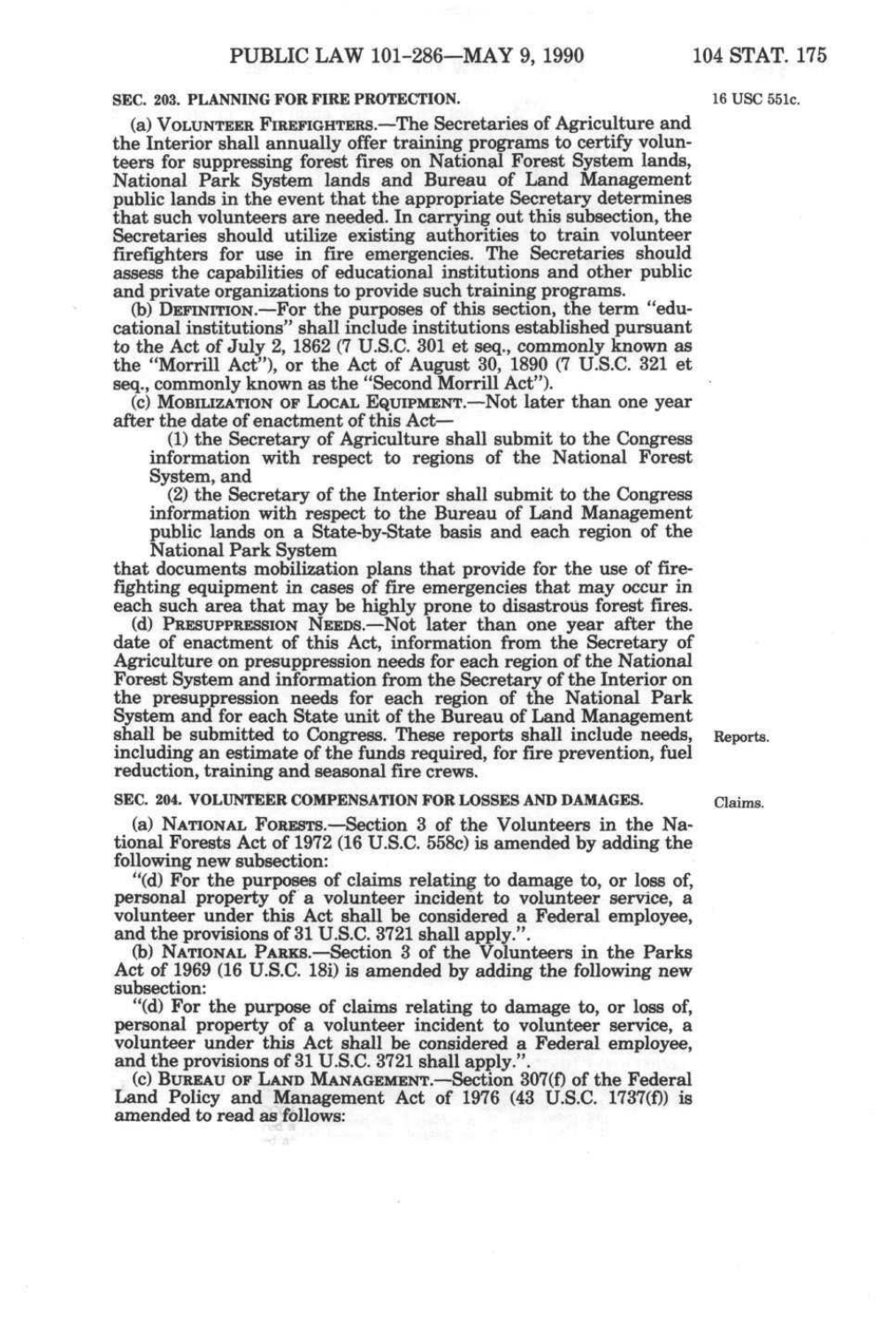**SEC. 203. PLANNING FOR FIRE PROTECTION.**

16 USC 551c.

(a) VOLUNTEER FIREFIGHTERS.—The Secretaries of Agriculture and the Interior shall annually offer training programs to certify volunteers for suppressing forest fires on National Forest System lands, National Park System lands and Bureau of Land Management public lands in the event that the appropriate Secretary determines that such volunteers are needed. In carrying out this subsection, the Secretaries should utilize existing authorities to train volunteer firefighters for use in fire emergencies. The Secretaries should assess the capabilities of educational institutions and other public and private organizations to provide such training programs.

(b) DEFINITION.—For the purposes of this section, the term "educational institutions" shall include institutions established pursuant to the Act of July 2, 1862 (7 U.S.C. 301 et seq., commonly known as the "Morrill Act"), or the Act of August 30, 1890 (7 U.S.C. 321 et seq., commonly known as the "Second Morrill Act").

(c) MOBILIZATION OF LOCAL EQUIPMENT.—Not later than one year after the date of enactment of this Act—

(1) the Secretary of Agriculture shall submit to the Congress information with respect to regions of the National Forest System, and

(2) the Secretary of the Interior shall submit to the Congress information with respect to the Bureau of Land Management public lands on a State-by-State basis and each region of the National Park System

that documents mobilization plans that provide for the use of firefighting equipment in cases of fire emergencies that may occur in each such area that may be highly prone to disastrous forest fires.

(d) PRESUPPRESSION NEEDS.—Not later than one year after the date of enactment of this Act, information from the Secretary of Agriculture on presuppression needs for each region of the National Forest System and information from the Secretary of the Interior on the presuppression needs for each region of the National Park System and for each State unit of the Bureau of Land Management shall be submitted to Congress. These reports shall include needs, including an estimate of the funds required, for fire prevention, fuel reduction, training and seasonal fire crews.

Reports.

**SEC. 204. VOLUNTEER COMPENSATION FOR LOSSES AND DAMAGES.**

Claims.

(a) NATIONAL FORESTS.—Section 3 of the Volunteers in the National Forests Act of 1972 (16 U.S.C. 558c) is amended by adding the following new subsection:

"(d) For the purposes of claims relating to damage to, or loss of, personal property of a volunteer incident to volunteer service, a volunteer under this Act shall be considered a Federal employee, and the provisions of 31 U.S.C. 3721 shall apply.".

(b) NATIONAL PARKS.—Section 3 of the Volunteers in the Parks Act of 1969 (16 U.S.C. 18i) is amended by adding the following new subsection:

"(d) For the purpose of claims relating to damage to, or loss of, personal property of a volunteer incident to volunteer service, a volunteer under this Act shall be considered a Federal employee, and the provisions of 31 U.S.C. 3721 shall apply.".

(c) BUREAU OF LAND MANAGEMENT.—Section 307(f) of the Federal Land Policy and Management Act of 1976 (43 U.S.C. 1737(f)) is amended to read as follows: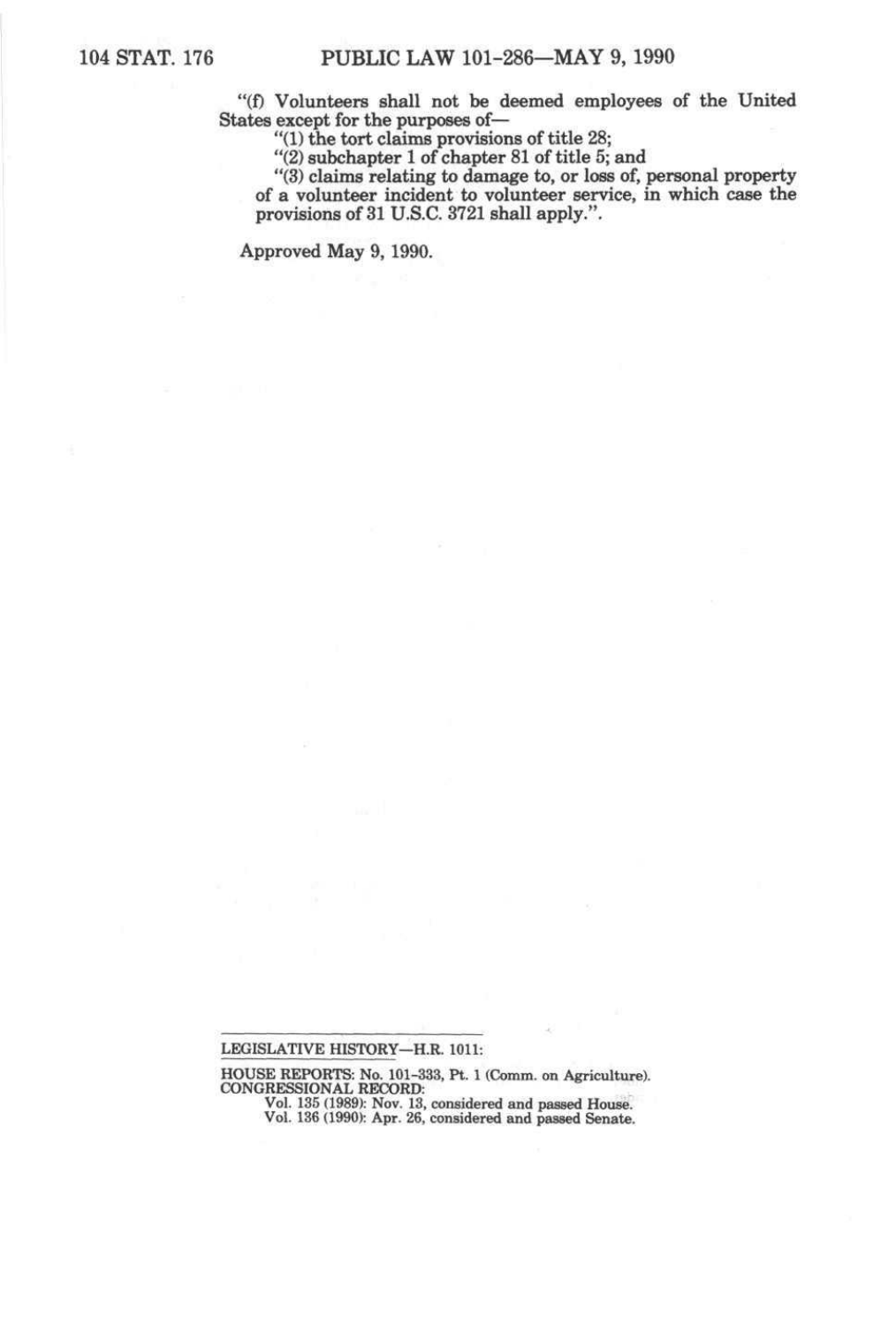"(f) Volunteers shall not be deemed employees of the United States except for the purposes of—

"(1) the tort claims provisions of title 28;

"(2) subchapter 1 of chapter 81 of title 5; and

"(3) claims relating to damage to, or loss of, personal property of a volunteer incident to volunteer service, in which case the provisions of 31 U.S.C. 3721 shall apply.".

Approved May 9, 1990.

---

LEGISLATIVE HISTORY—H.R. 1011:

HOUSE REPORTS: No. 101-333, Pt. 1 (Comm. on Agriculture).
CONGRESSIONAL RECORD:
Vol. 135 (1989): Nov. 13, considered and passed House.
Vol. 136 (1990): Apr. 26, considered and passed Senate.